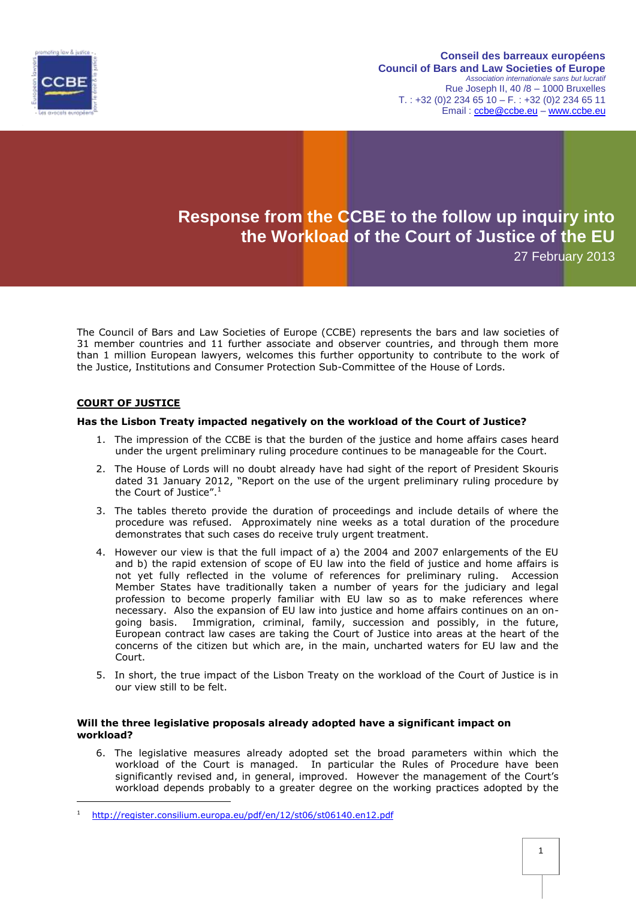**Conseil des barreaux européens**
**Council of Bars and Law Societies of Europe**
*Association internationale sans but lucratif*
Rue Joseph II, 40 /8 – 1000 Bruxelles
T. : +32 (0)2 234 65 10 – F. : +32 (0)2 234 65 11
Email : ccbe@ccbe.eu – www.ccbe.eu

# Response from the CCBE to the follow up inquiry into the Workload of the Court of Justice of the EU

27 February 2013

The Council of Bars and Law Societies of Europe (CCBE) represents the bars and law societies of 31 member countries and 11 further associate and observer countries, and through them more than 1 million European lawyers, welcomes this further opportunity to contribute to the work of the Justice, Institutions and Consumer Protection Sub-Committee of the House of Lords.

## COURT OF JUSTICE

**Has the Lisbon Treaty impacted negatively on the workload of the Court of Justice?**

1. The impression of the CCBE is that the burden of the justice and home affairs cases heard under the urgent preliminary ruling procedure continues to be manageable for the Court.
2. The House of Lords will no doubt already have had sight of the report of President Skouris dated 31 January 2012, "Report on the use of the urgent preliminary ruling procedure by the Court of Justice".[1]
3. The tables thereto provide the duration of proceedings and include details of where the procedure was refused. Approximately nine weeks as a total duration of the procedure demonstrates that such cases do receive truly urgent treatment.
4. However our view is that the full impact of a) the 2004 and 2007 enlargements of the EU and b) the rapid extension of scope of EU law into the field of justice and home affairs is not yet fully reflected in the volume of references for preliminary ruling. Accession Member States have traditionally taken a number of years for the judiciary and legal profession to become properly familiar with EU law so as to make references where necessary. Also the expansion of EU law into justice and home affairs continues on an on-going basis. Immigration, criminal, family, succession and possibly, in the future, European contract law cases are taking the Court of Justice into areas at the heart of the concerns of the citizen but which are, in the main, uncharted waters for EU law and the Court.
5. In short, the true impact of the Lisbon Treaty on the workload of the Court of Justice is in our view still to be felt.

**Will the three legislative proposals already adopted have a significant impact on workload?**

6. The legislative measures already adopted set the broad parameters within which the workload of the Court is managed. In particular the Rules of Procedure have been significantly revised and, in general, improved. However the management of the Court's workload depends probably to a greater degree on the working practices adopted by the

---

[1] http://register.consilium.europa.eu/pdf/en/12/st06/st06140.en12.pdf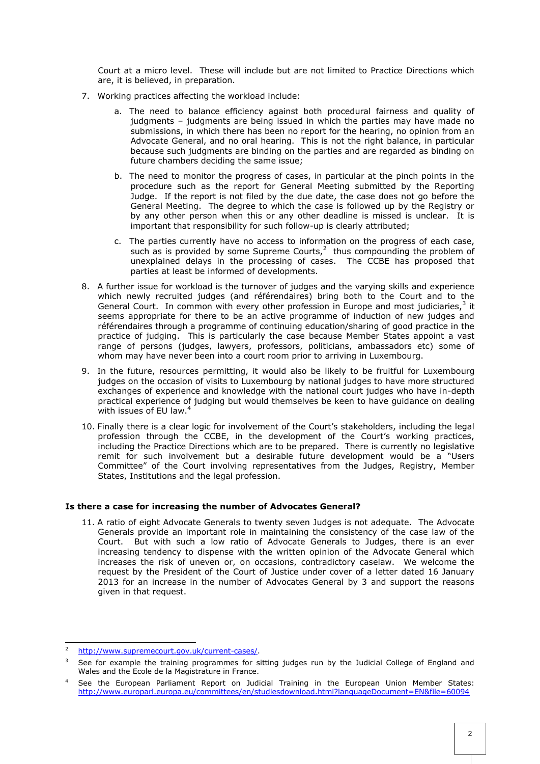Court at a micro level. These will include but are not limited to Practice Directions which are, it is believed, in preparation.

7. Working practices affecting the workload include:

   a. The need to balance efficiency against both procedural fairness and quality of judgments – judgments are being issued in which the parties may have made no submissions, in which there has been no report for the hearing, no opinion from an Advocate General, and no oral hearing. This is not the right balance, in particular because such judgments are binding on the parties and are regarded as binding on future chambers deciding the same issue;

   b. The need to monitor the progress of cases, in particular at the pinch points in the procedure such as the report for General Meeting submitted by the Reporting Judge. If the report is not filed by the due date, the case does not go before the General Meeting. The degree to which the case is followed up by the Registry or by any other person when this or any other deadline is missed is unclear. It is important that responsibility for such follow-up is clearly attributed;

   c. The parties currently have no access to information on the progress of each case, such as is provided by some Supreme Courts,[2] thus compounding the problem of unexplained delays in the processing of cases. The CCBE has proposed that parties at least be informed of developments.

8. A further issue for workload is the turnover of judges and the varying skills and experience which newly recruited judges (and référendaires) bring both to the Court and to the General Court. In common with every other profession in Europe and most judiciaries,[3] it seems appropriate for there to be an active programme of induction of new judges and référendaires through a programme of continuing education/sharing of good practice in the practice of judging. This is particularly the case because Member States appoint a vast range of persons (judges, lawyers, professors, politicians, ambassadors etc) some of whom may have never been into a court room prior to arriving in Luxembourg.

9. In the future, resources permitting, it would also be likely to be fruitful for Luxembourg judges on the occasion of visits to Luxembourg by national judges to have more structured exchanges of experience and knowledge with the national court judges who have in-depth practical experience of judging but would themselves be keen to have guidance on dealing with issues of EU law.[4]

10. Finally there is a clear logic for involvement of the Court's stakeholders, including the legal profession through the CCBE, in the development of the Court's working practices, including the Practice Directions which are to be prepared. There is currently no legislative remit for such involvement but a desirable future development would be a "Users Committee" of the Court involving representatives from the Judges, Registry, Member States, Institutions and the legal profession.

**Is there a case for increasing the number of Advocates General?**

11. A ratio of eight Advocate Generals to twenty seven Judges is not adequate. The Advocate Generals provide an important role in maintaining the consistency of the case law of the Court. But with such a low ratio of Advocate Generals to Judges, there is an ever increasing tendency to dispense with the written opinion of the Advocate General which increases the risk of uneven or, on occasions, contradictory caselaw. We welcome the request by the President of the Court of Justice under cover of a letter dated 16 January 2013 for an increase in the number of Advocates General by 3 and support the reasons given in that request.

---

[2] http://www.supremecourt.gov.uk/current-cases/.

[3] See for example the training programmes for sitting judges run by the Judicial College of England and Wales and the Ecole de la Magistrature in France.

[4] See the European Parliament Report on Judicial Training in the European Union Member States: http://www.europarl.europa.eu/committees/en/studiesdownload.html?languageDocument=EN&file=60094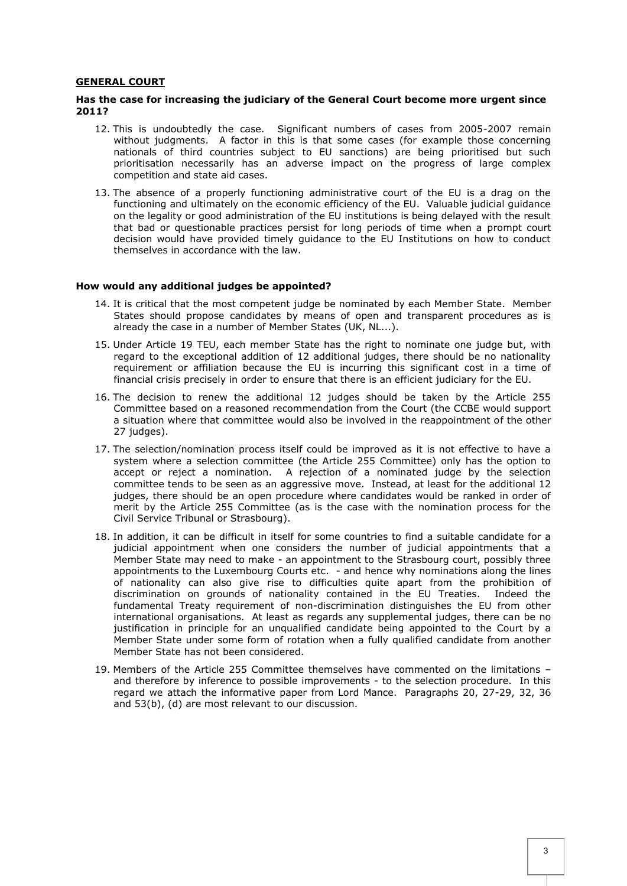## GENERAL COURT

**Has the case for increasing the judiciary of the General Court become more urgent since 2011?**

12. This is undoubtedly the case. Significant numbers of cases from 2005-2007 remain without judgments. A factor in this is that some cases (for example those concerning nationals of third countries subject to EU sanctions) are being prioritised but such prioritisation necessarily has an adverse impact on the progress of large complex competition and state aid cases.

13. The absence of a properly functioning administrative court of the EU is a drag on the functioning and ultimately on the economic efficiency of the EU. Valuable judicial guidance on the legality or good administration of the EU institutions is being delayed with the result that bad or questionable practices persist for long periods of time when a prompt court decision would have provided timely guidance to the EU Institutions on how to conduct themselves in accordance with the law.

**How would any additional judges be appointed?**

14. It is critical that the most competent judge be nominated by each Member State. Member States should propose candidates by means of open and transparent procedures as is already the case in a number of Member States (UK, NL...).

15. Under Article 19 TEU, each member State has the right to nominate one judge but, with regard to the exceptional addition of 12 additional judges, there should be no nationality requirement or affiliation because the EU is incurring this significant cost in a time of financial crisis precisely in order to ensure that there is an efficient judiciary for the EU.

16. The decision to renew the additional 12 judges should be taken by the Article 255 Committee based on a reasoned recommendation from the Court (the CCBE would support a situation where that committee would also be involved in the reappointment of the other 27 judges).

17. The selection/nomination process itself could be improved as it is not effective to have a system where a selection committee (the Article 255 Committee) only has the option to accept or reject a nomination. A rejection of a nominated judge by the selection committee tends to be seen as an aggressive move. Instead, at least for the additional 12 judges, there should be an open procedure where candidates would be ranked in order of merit by the Article 255 Committee (as is the case with the nomination process for the Civil Service Tribunal or Strasbourg).

18. In addition, it can be difficult in itself for some countries to find a suitable candidate for a judicial appointment when one considers the number of judicial appointments that a Member State may need to make - an appointment to the Strasbourg court, possibly three appointments to the Luxembourg Courts etc. - and hence why nominations along the lines of nationality can also give rise to difficulties quite apart from the prohibition of discrimination on grounds of nationality contained in the EU Treaties. Indeed the fundamental Treaty requirement of non-discrimination distinguishes the EU from other international organisations. At least as regards any supplemental judges, there can be no justification in principle for an unqualified candidate being appointed to the Court by a Member State under some form of rotation when a fully qualified candidate from another Member State has not been considered.

19. Members of the Article 255 Committee themselves have commented on the limitations – and therefore by inference to possible improvements - to the selection procedure. In this regard we attach the informative paper from Lord Mance. Paragraphs 20, 27-29, 32, 36 and 53(b), (d) are most relevant to our discussion.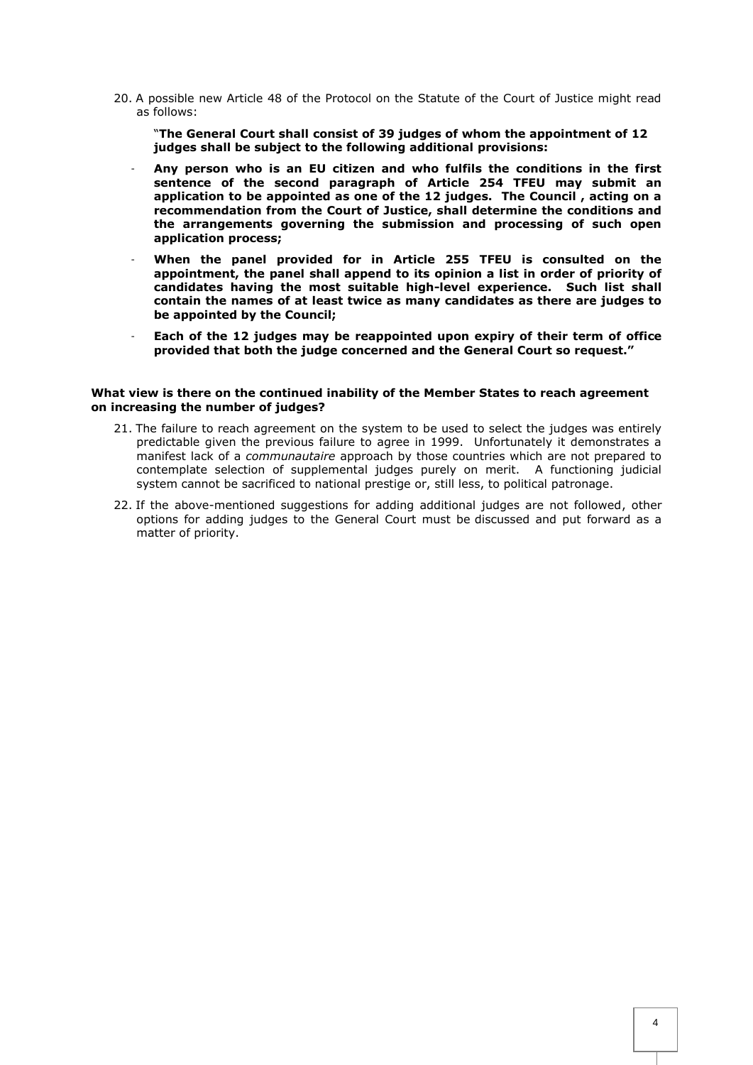20. A possible new Article 48 of the Protocol on the Statute of the Court of Justice might read as follows:

    "**The General Court shall consist of 39 judges of whom the appointment of 12 judges shall be subject to the following additional provisions:**

    - **Any person who is an EU citizen and who fulfils the conditions in the first sentence of the second paragraph of Article 254 TFEU may submit an application to be appointed as one of the 12 judges. The Council , acting on a recommendation from the Court of Justice, shall determine the conditions and the arrangements governing the submission and processing of such open application process;**
    - **When the panel provided for in Article 255 TFEU is consulted on the appointment, the panel shall append to its opinion a list in order of priority of candidates having the most suitable high-level experience. Such list shall contain the names of at least twice as many candidates as there are judges to be appointed by the Council;**
    - **Each of the 12 judges may be reappointed upon expiry of their term of office provided that both the judge concerned and the General Court so request."**

**What view is there on the continued inability of the Member States to reach agreement on increasing the number of judges?**

21. The failure to reach agreement on the system to be used to select the judges was entirely predictable given the previous failure to agree in 1999. Unfortunately it demonstrates a manifest lack of a *communautaire* approach by those countries which are not prepared to contemplate selection of supplemental judges purely on merit. A functioning judicial system cannot be sacrificed to national prestige or, still less, to political patronage.

22. If the above-mentioned suggestions for adding additional judges are not followed, other options for adding judges to the General Court must be discussed and put forward as a matter of priority.